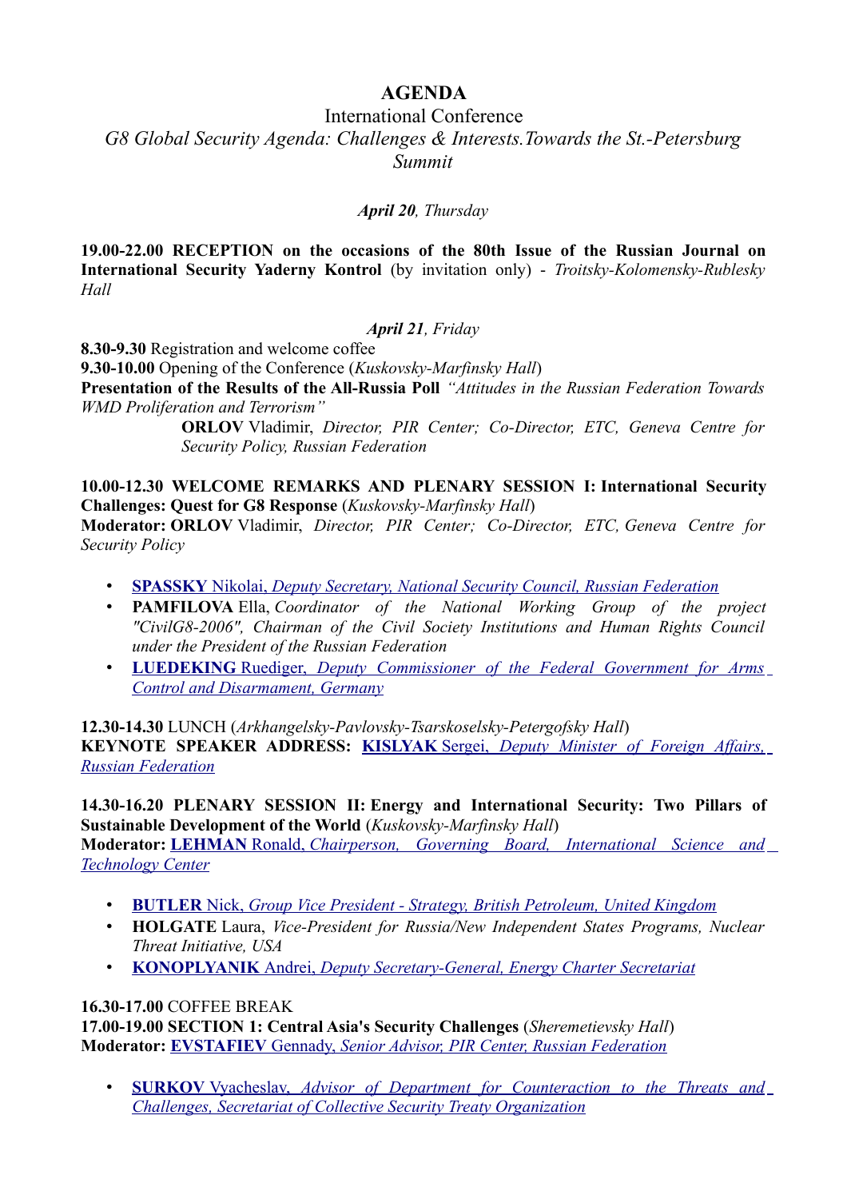# AGENDA

## International Conference

## *G8 Global Security Agenda: Challenges & Interests.Towards the St.-Petersburg Summit*

***April 20**, Thursday*

**19.00-22.00 RECEPTION on the occasions of the 80th Issue of the Russian Journal on International Security Yaderny Kontrol** (by invitation only) - *Troitsky-Kolomensky-Rublesky Hall*

***April 21**, Friday*

**8.30-9.30** Registration and welcome coffee

**9.30-10.00** Opening of the Conference (*Kuskovsky-Marfinsky Hall*)

**Presentation of the Results of the All-Russia Poll** *"Attitudes in the Russian Federation Towards WMD Proliferation and Terrorism"*

> **ORLOV** Vladimir, *Director, PIR Center; Co-Director, ETC, Geneva Centre for Security Policy, Russian Federation*

**10.00-12.30 WELCOME REMARKS AND PLENARY SESSION I: International Security Challenges: Quest for G8 Response** (*Kuskovsky-Marfinsky Hall*)

**Moderator: ORLOV** Vladimir, *Director, PIR Center; Co-Director, ETC, Geneva Centre for Security Policy*

- **SPASSKY** Nikolai, *Deputy Secretary, National Security Council, Russian Federation*
- **PAMFILOVA** Ella, *Coordinator of the National Working Group of the project "CivilG8-2006", Chairman of the Civil Society Institutions and Human Rights Council under the President of the Russian Federation*
- **LUEDEKING** Ruediger, *Deputy Commissioner of the Federal Government for Arms Control and Disarmament, Germany*

**12.30-14.30** LUNCH (*Arkhangelsky-Pavlovsky-Tsarskoselsky-Petergofsky Hall*)

**KEYNOTE SPEAKER ADDRESS: KISLYAK** Sergei, *Deputy Minister of Foreign Affairs, Russian Federation*

**14.30-16.20 PLENARY SESSION II: Energy and International Security: Two Pillars of Sustainable Development of the World** (*Kuskovsky-Marfinsky Hall*)

**Moderator: LEHMAN** Ronald, *Chairperson, Governing Board, International Science and Technology Center*

- **BUTLER** Nick, *Group Vice President - Strategy, British Petroleum, United Kingdom*
- **HOLGATE** Laura, *Vice-President for Russia/New Independent States Programs, Nuclear Threat Initiative, USA*
- **KONOPLYANIK** Andrei, *Deputy Secretary-General, Energy Charter Secretariat*

**16.30-17.00** COFFEE BREAK

**17.00-19.00 SECTION 1: Central Asia's Security Challenges** (*Sheremetievsky Hall*)

**Moderator: EVSTAFIEV** Gennady, *Senior Advisor, PIR Center, Russian Federation*

- **SURKOV** Vyacheslav, *Advisor of Department for Counteraction to the Threats and Challenges, Secretariat of Collective Security Treaty Organization*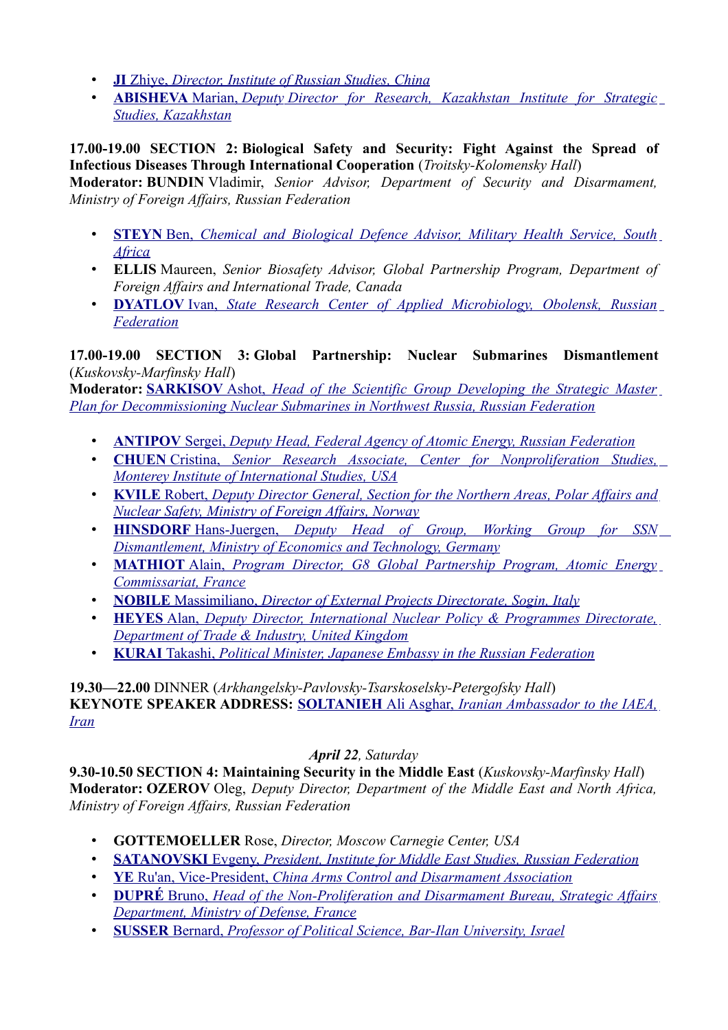- **JI** Zhiye, *Director, Institute of Russian Studies, China*
- **ABISHEVA** Marian, *Deputy Director for Research, Kazakhstan Institute for Strategic Studies, Kazakhstan*

**17.00-19.00 SECTION 2: Biological Safety and Security: Fight Against the Spread of Infectious Diseases Through International Cooperation** (*Troitsky-Kolomensky Hall*)
**Moderator: BUNDIN** Vladimir, *Senior Advisor, Department of Security and Disarmament, Ministry of Foreign Affairs, Russian Federation*

- **STEYN** Ben, *Chemical and Biological Defence Advisor, Military Health Service, South Africa*
- **ELLIS** Maureen, *Senior Biosafety Advisor, Global Partnership Program, Department of Foreign Affairs and International Trade, Canada*
- **DYATLOV** Ivan, *State Research Center of Applied Microbiology, Obolensk, Russian Federation*

**17.00-19.00 SECTION 3: Global Partnership: Nuclear Submarines Dismantlement** (*Kuskovsky-Marfinsky Hall*)
**Moderator: SARKISOV** Ashot, *Head of the Scientific Group Developing the Strategic Master Plan for Decommissioning Nuclear Submarines in Northwest Russia, Russian Federation*

- **ANTIPOV** Sergei, *Deputy Head, Federal Agency of Atomic Energy, Russian Federation*
- **CHUEN** Cristina, *Senior Research Associate, Center for Nonproliferation Studies, Monterey Institute of International Studies, USA*
- **KVILE** Robert, *Deputy Director General, Section for the Northern Areas, Polar Affairs and Nuclear Safety, Ministry of Foreign Affairs, Norway*
- **HINSDORF** Hans-Juergen, *Deputy Head of Group, Working Group for SSN Dismantlement, Ministry of Economics and Technology, Germany*
- **MATHIOT** Alain, *Program Director, G8 Global Partnership Program, Atomic Energy Commissariat, France*
- **NOBILE** Massimiliano, *Director of External Projects Directorate, Sogin, Italy*
- **HEYES** Alan, *Deputy Director, International Nuclear Policy & Programmes Directorate, Department of Trade & Industry, United Kingdom*
- **KURAI** Takashi, *Political Minister, Japanese Embassy in the Russian Federation*

**19.30—22.00** DINNER (*Arkhangelsky-Pavlovsky-Tsarskoselsky-Petergofsky Hall*)
**KEYNOTE SPEAKER ADDRESS: SOLTANIEH** Ali Asghar, *Iranian Ambassador to the IAEA, Iran*

***April 22**, Saturday*

**9.30-10.50 SECTION 4: Maintaining Security in the Middle East** (*Kuskovsky-Marfinsky Hall*)
**Moderator: OZEROV** Oleg, *Deputy Director, Department of the Middle East and North Africa, Ministry of Foreign Affairs, Russian Federation*

- **GOTTEMOELLER** Rose, *Director, Moscow Carnegie Center, USA*
- **SATANOVSKI** Evgeny, *President, Institute for Middle East Studies, Russian Federation*
- **YE** Ru'an, Vice-President, *China Arms Control and Disarmament Association*
- **DUPRÉ** Bruno, *Head of the Non-Proliferation and Disarmament Bureau, Strategic Affairs Department, Ministry of Defense, France*
- **SUSSER** Bernard, *Professor of Political Science, Bar-Ilan University, Israel*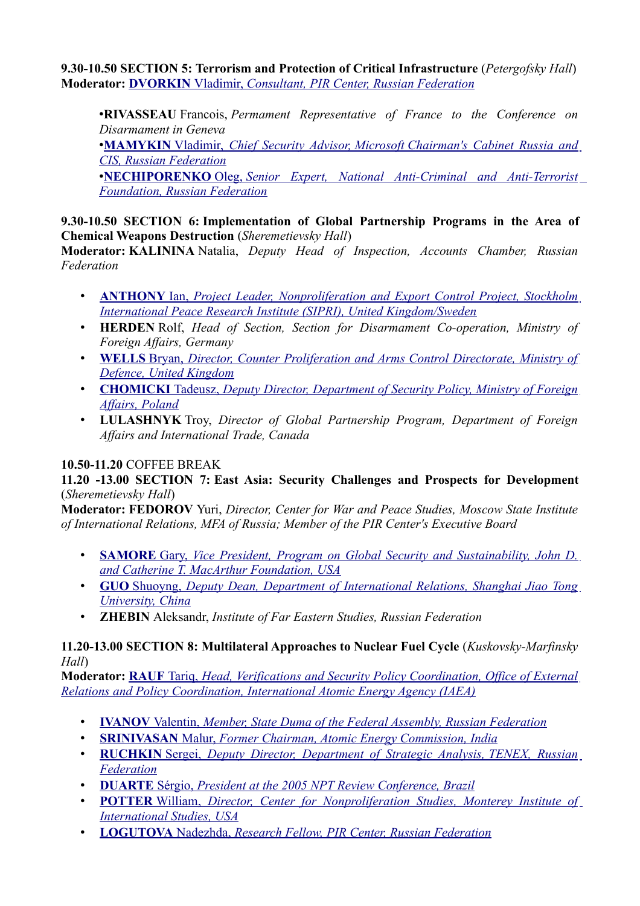**9.30-10.50 SECTION 5: Terrorism and Protection of Critical Infrastructure** (*Petergofsky Hall*)
**Moderator: DVORKIN** Vladimir, *Consultant, PIR Center, Russian Federation*

- **RIVASSEAU** Francois, *Permament Representative of France to the Conference on Disarmament in Geneva*
- **MAMYKIN** Vladimir, *Chief Security Advisor, Microsoft Chairman's Cabinet Russia and CIS, Russian Federation*
- **NECHIPORENKO** Oleg, *Senior Expert, National Anti-Criminal and Anti-Terrorist Foundation, Russian Federation*

**9.30-10.50 SECTION 6: Implementation of Global Partnership Programs in the Area of Chemical Weapons Destruction** (*Sheremetievsky Hall*)
**Moderator: KALININA** Natalia, *Deputy Head of Inspection, Accounts Chamber, Russian Federation*

- **ANTHONY** Ian, *Project Leader, Nonproliferation and Export Control Project, Stockholm International Peace Research Institute (SIPRI), United Kingdom/Sweden*
- **HERDEN** Rolf, *Head of Section, Section for Disarmament Co-operation, Ministry of Foreign Affairs, Germany*
- **WELLS** Bryan, *Director, Counter Proliferation and Arms Control Directorate, Ministry of Defence, United Kingdom*
- **CHOMICKI** Tadeusz, *Deputy Director, Department of Security Policy, Ministry of Foreign Affairs, Poland*
- **LULASHNYK** Troy, *Director of Global Partnership Program, Department of Foreign Affairs and International Trade, Canada*

**10.50-11.20** COFFEE BREAK
**11.20 -13.00 SECTION 7: East Asia: Security Challenges and Prospects for Development** (*Sheremetievsky Hall*)
**Moderator: FEDOROV** Yuri, *Director, Center for War and Peace Studies, Moscow State Institute of International Relations, MFA of Russia; Member of the PIR Center's Executive Board*

- **SAMORE** Gary, *Vice President, Program on Global Security and Sustainability, John D. and Catherine T. MacArthur Foundation, USA*
- **GUO** Shuoyng, *Deputy Dean, Department of International Relations, Shanghai Jiao Tong University, China*
- **ZHEBIN** Aleksandr, *Institute of Far Eastern Studies, Russian Federation*

**11.20-13.00 SECTION 8: Multilateral Approaches to Nuclear Fuel Cycle** (*Kuskovsky-Marfinsky Hall*)
**Moderator: RAUF** Tariq, *Head, Verifications and Security Policy Coordination, Office of External Relations and Policy Coordination, International Atomic Energy Agency (IAEA)*

- **IVANOV** Valentin, *Member, State Duma of the Federal Assembly, Russian Federation*
- **SRINIVASAN** Malur, *Former Chairman, Atomic Energy Commission, India*
- **RUCHKIN** Sergei, *Deputy Director, Department of Strategic Analysis, TENEX, Russian Federation*
- **DUARTE** Sérgio, *President at the 2005 NPT Review Conference, Brazil*
- **POTTER** William, *Director, Center for Nonproliferation Studies, Monterey Institute of International Studies, USA*
- **LOGUTOVA** Nadezhda, *Research Fellow, PIR Center, Russian Federation*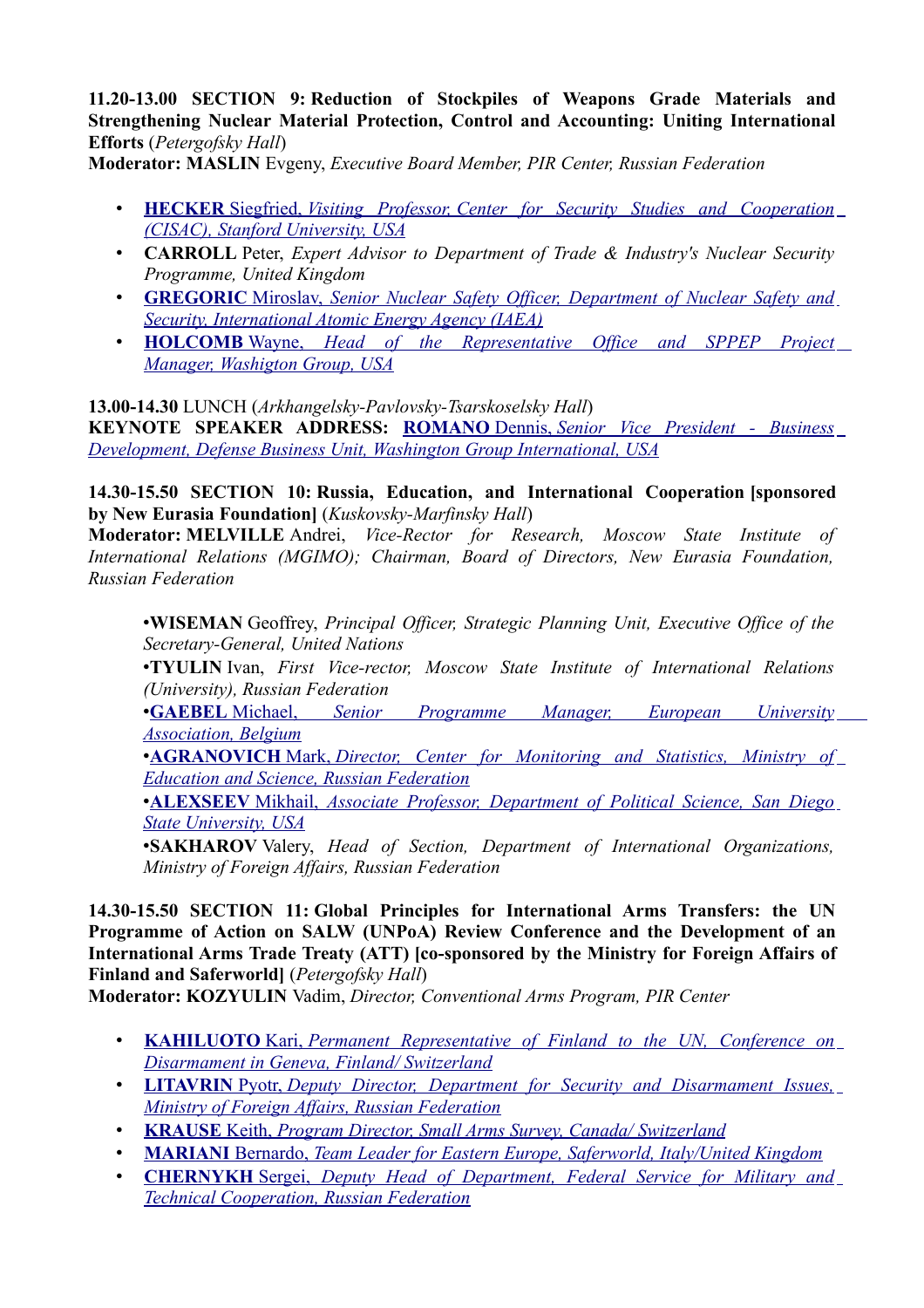**11.20-13.00 SECTION 9: Reduction of Stockpiles of Weapons Grade Materials and Strengthening Nuclear Material Protection, Control and Accounting: Uniting International Efforts** (*Petergofsky Hall*)
**Moderator: MASLIN** Evgeny, *Executive Board Member, PIR Center, Russian Federation*

- **HECKER** Siegfried, *Visiting Professor, Center for Security Studies and Cooperation (CISAC), Stanford University, USA*
- **CARROLL** Peter, *Expert Advisor to Department of Trade & Industry's Nuclear Security Programme, United Kingdom*
- **GREGORIC** Miroslav, *Senior Nuclear Safety Officer, Department of Nuclear Safety and Security, International Atomic Energy Agency (IAEA)*
- **HOLCOMB** Wayne, *Head of the Representative Office and SPPEP Project Manager, Washigton Group, USA*

**13.00-14.30** LUNCH (*Arkhangelsky-Pavlovsky-Tsarskoselsky Hall*)
**KEYNOTE SPEAKER ADDRESS: ROMANO** Dennis, *Senior Vice President - Business Development, Defense Business Unit, Washington Group International, USA*

**14.30-15.50 SECTION 10: Russia, Education, and International Cooperation [sponsored by New Eurasia Foundation]** (*Kuskovsky-Marfinsky Hall*)
**Moderator: MELVILLE** Andrei, *Vice-Rector for Research, Moscow State Institute of International Relations (MGIMO); Chairman, Board of Directors, New Eurasia Foundation, Russian Federation*

- **WISEMAN** Geoffrey, *Principal Officer, Strategic Planning Unit, Executive Office of the Secretary-General, United Nations*
- **TYULIN** Ivan, *First Vice-rector, Moscow State Institute of International Relations (University), Russian Federation*
- **GAEBEL** Michael, *Senior Programme Manager, European University Association, Belgium*
- **AGRANOVICH** Mark, *Director, Center for Monitoring and Statistics, Ministry of Education and Science, Russian Federation*
- **ALEXSEEV** Mikhail, *Associate Professor, Department of Political Science, San Diego State University, USA*
- **SAKHAROV** Valery, *Head of Section, Department of International Organizations, Ministry of Foreign Affairs, Russian Federation*

**14.30-15.50 SECTION 11: Global Principles for International Arms Transfers: the UN Programme of Action on SALW (UNPoA) Review Conference and the Development of an International Arms Trade Treaty (ATT) [co-sponsored by the Ministry for Foreign Affairs of Finland and Saferworld]** (*Petergofsky Hall*)
**Moderator: KOZYULIN** Vadim, *Director, Conventional Arms Program, PIR Center*

- **KAHILUOTO** Kari, *Permanent Representative of Finland to the UN, Conference on Disarmament in Geneva, Finland/ Switzerland*
- **LITAVRIN** Pyotr, *Deputy Director, Department for Security and Disarmament Issues, Ministry of Foreign Affairs, Russian Federation*
- **KRAUSE** Keith, *Program Director, Small Arms Survey, Canada/ Switzerland*
- **MARIANI** Bernardo, *Team Leader for Eastern Europe, Saferworld, Italy/United Kingdom*
- **CHERNYKH** Sergei, *Deputy Head of Department, Federal Service for Military and Technical Cooperation, Russian Federation*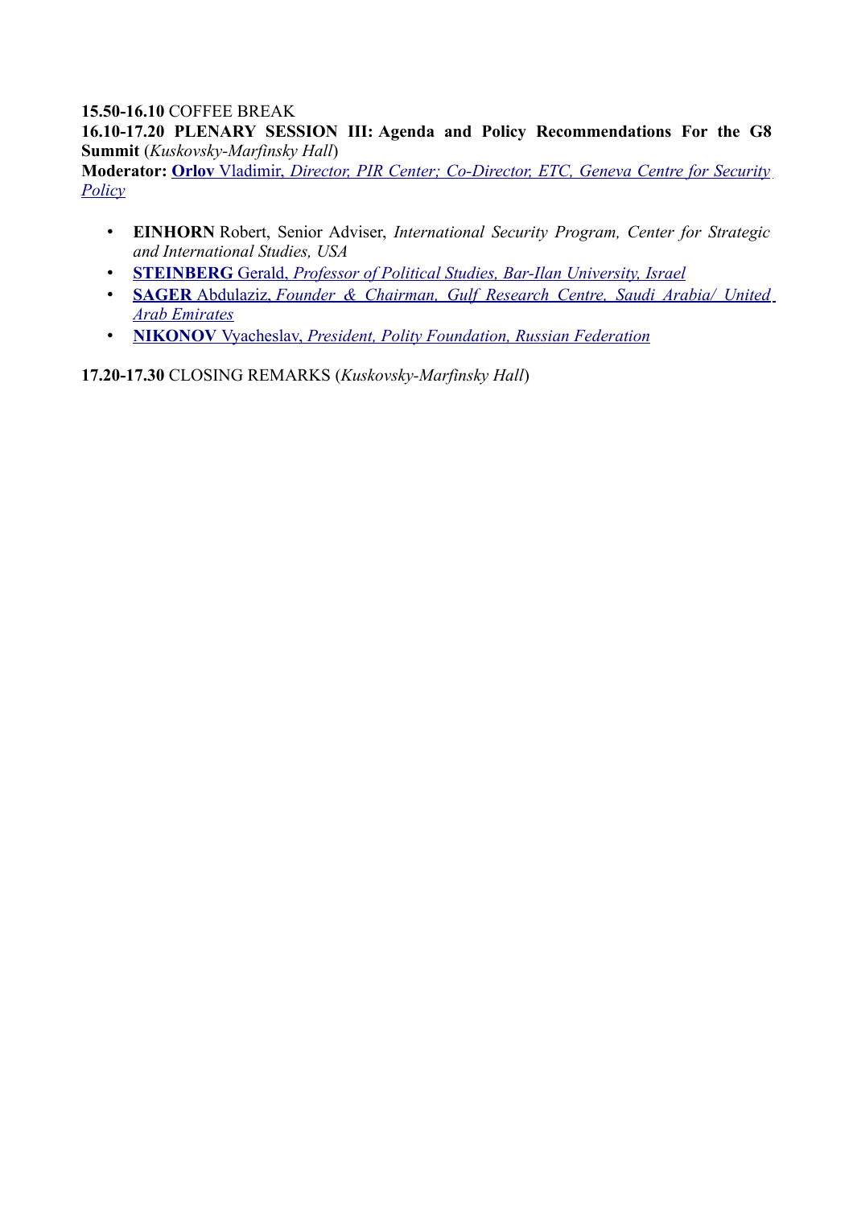**15.50-16.10** COFFEE BREAK

**16.10-17.20 PLENARY SESSION III: Agenda and Policy Recommendations For the G8 Summit** (*Kuskovsky-Marfinsky Hall*)

**Moderator: Orlov** Vladimir, *Director, PIR Center; Co-Director, ETC, Geneva Centre for Security Policy*

- **EINHORN** Robert, Senior Adviser, *International Security Program, Center for Strategic and International Studies, USA*
- **STEINBERG** Gerald, *Professor of Political Studies, Bar-Ilan University, Israel*
- **SAGER** Abdulaziz, *Founder & Chairman, Gulf Research Centre, Saudi Arabia/ United Arab Emirates*
- **NIKONOV** Vyacheslav, *President, Polity Foundation, Russian Federation*

**17.20-17.30** CLOSING REMARKS (*Kuskovsky-Marfinsky Hall*)